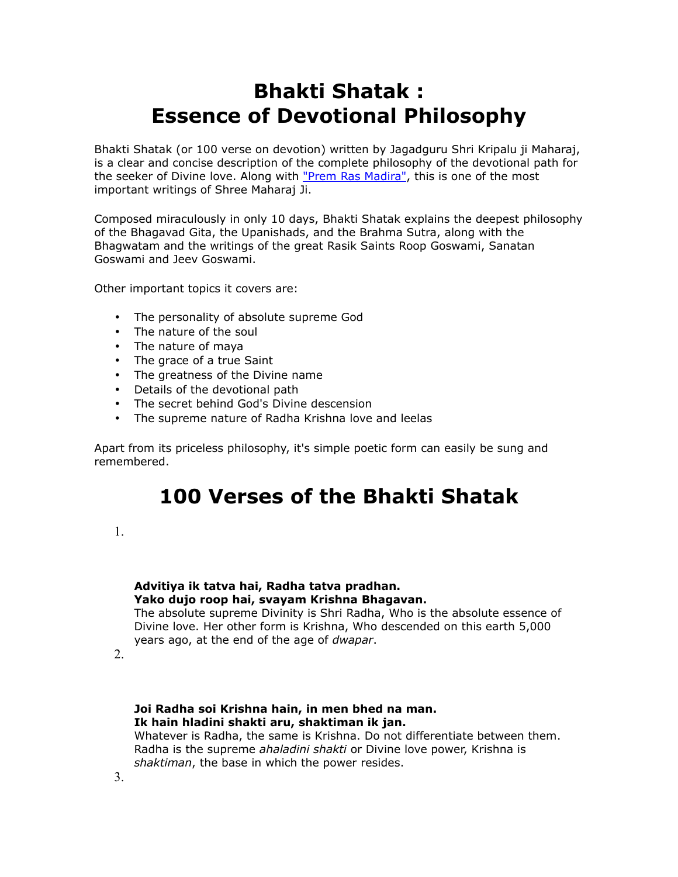# Bhakti Shatak :
# Essence of Devotional Philosophy

Bhakti Shatak (or 100 verse on devotion) written by Jagadguru Shri Kripalu ji Maharaj, is a clear and concise description of the complete philosophy of the devotional path for the seeker of Divine love. Along with "Prem Ras Madira", this is one of the most important writings of Shree Maharaj Ji.

Composed miraculously in only 10 days, Bhakti Shatak explains the deepest philosophy of the Bhagavad Gita, the Upanishads, and the Brahma Sutra, along with the Bhagwatam and the writings of the great Rasik Saints Roop Goswami, Sanatan Goswami and Jeev Goswami.

Other important topics it covers are:

- The personality of absolute supreme God
- The nature of the soul
- The nature of maya
- The grace of a true Saint
- The greatness of the Divine name
- Details of the devotional path
- The secret behind God's Divine descension
- The supreme nature of Radha Krishna love and leelas

Apart from its priceless philosophy, it's simple poetic form can easily be sung and remembered.

# 100 Verses of the Bhakti Shatak

1. **Advitiya ik tatva hai, Radha tatva pradhan.**
   **Yako dujo roop hai, svayam Krishna Bhagavan.**
   The absolute supreme Divinity is Shri Radha, Who is the absolute essence of Divine love. Her other form is Krishna, Who descended on this earth 5,000 years ago, at the end of the age of *dwapar*.

2. **Joi Radha soi Krishna hain, in men bhed na man.**
   **Ik hain hladini shakti aru, shaktiman ik jan.**
   Whatever is Radha, the same is Krishna. Do not differentiate between them. Radha is the supreme *ahaladini shakti* or Divine love power, Krishna is *shaktiman*, the base in which the power resides.

3.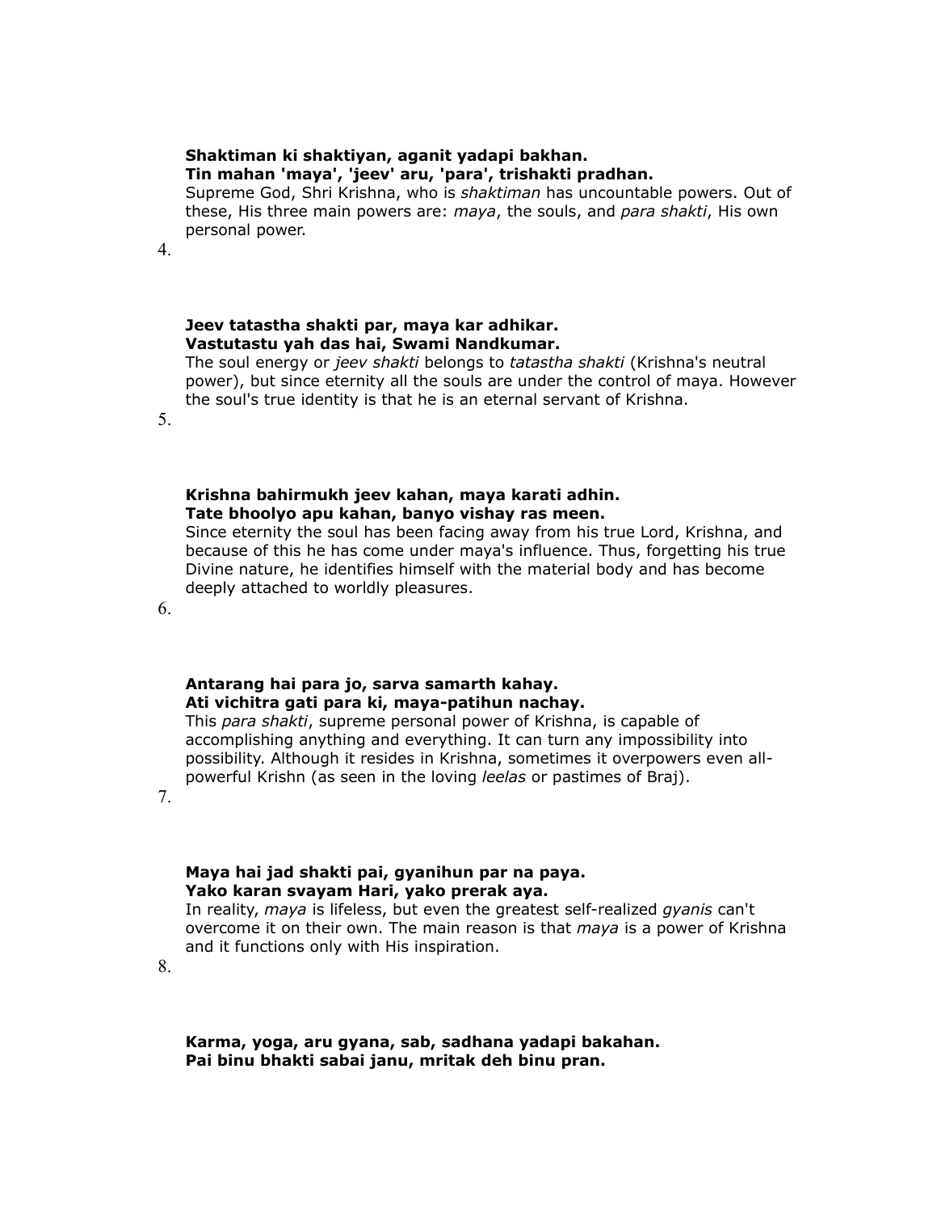**Shaktiman ki shaktiyan, aganit yadapi bakhan.**
**Tin mahan 'maya', 'jeev' aru, 'para', trishakti pradhan.**
Supreme God, Shri Krishna, who is *shaktiman* has uncountable powers. Out of these, His three main powers are: *maya*, the souls, and *para shakti*, His own personal power.

4.

**Jeev tatastha shakti par, maya kar adhikar.**
**Vastutastu yah das hai, Swami Nandkumar.**
The soul energy or *jeev shakti* belongs to *tatastha shakti* (Krishna's neutral power), but since eternity all the souls are under the control of maya. However the soul's true identity is that he is an eternal servant of Krishna.

5.

**Krishna bahirmukh jeev kahan, maya karati adhin.**
**Tate bhoolyo apu kahan, banyo vishay ras meen.**
Since eternity the soul has been facing away from his true Lord, Krishna, and because of this he has come under maya's influence. Thus, forgetting his true Divine nature, he identifies himself with the material body and has become deeply attached to worldly pleasures.

6.

**Antarang hai para jo, sarva samarth kahay.**
**Ati vichitra gati para ki, maya-patihun nachay.**
This *para shakti*, supreme personal power of Krishna, is capable of accomplishing anything and everything. It can turn any impossibility into possibility. Although it resides in Krishna, sometimes it overpowers even all-powerful Krishn (as seen in the loving *leelas* or pastimes of Braj).

7.

**Maya hai jad shakti pai, gyanihun par na paya.**
**Yako karan svayam Hari, yako prerak aya.**
In reality, *maya* is lifeless, but even the greatest self-realized *gyanis* can't overcome it on their own. The main reason is that *maya* is a power of Krishna and it functions only with His inspiration.

8.

**Karma, yoga, aru gyana, sab, sadhana yadapi bakahan.**
**Pai binu bhakti sabai janu, mritak deh binu pran.**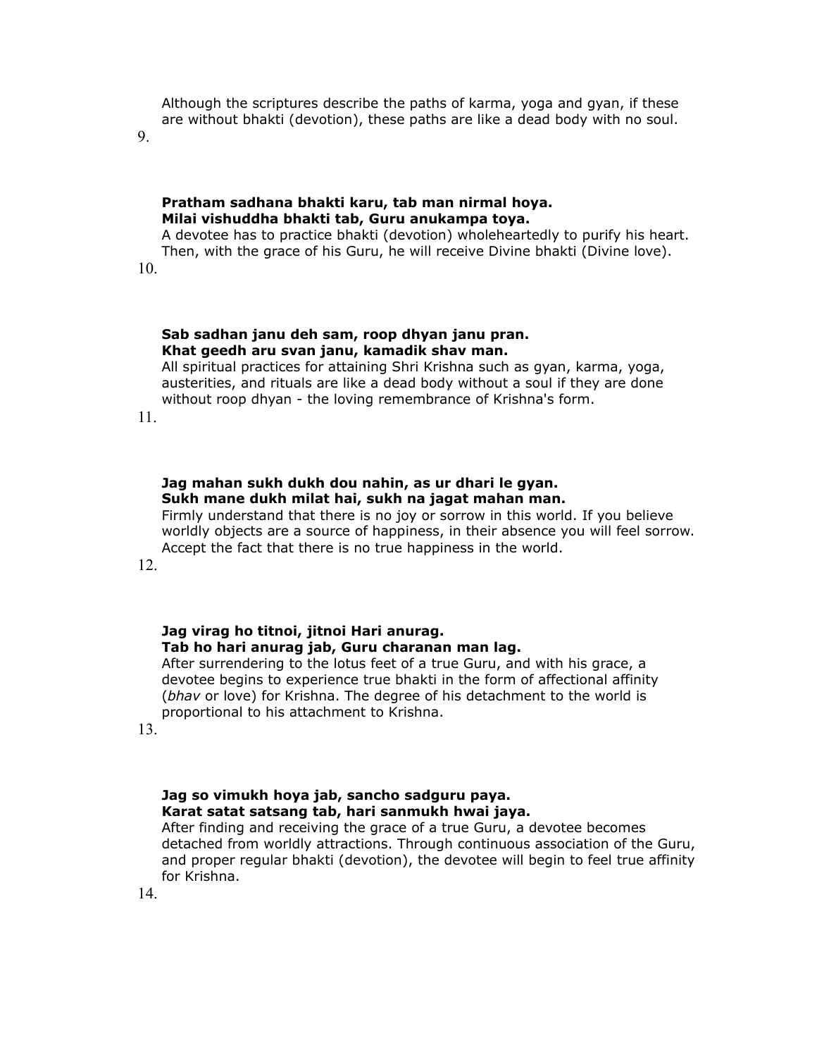Although the scriptures describe the paths of karma, yoga and gyan, if these are without bhakti (devotion), these paths are like a dead body with no soul.

9.

**Pratham sadhana bhakti karu, tab man nirmal hoya.**
**Milai vishuddha bhakti tab, Guru anukampa toya.**

A devotee has to practice bhakti (devotion) wholeheartedly to purify his heart. Then, with the grace of his Guru, he will receive Divine bhakti (Divine love).

10.

**Sab sadhan janu deh sam, roop dhyan janu pran.**
**Khat geedh aru svan janu, kamadik shav man.**

All spiritual practices for attaining Shri Krishna such as gyan, karma, yoga, austerities, and rituals are like a dead body without a soul if they are done without roop dhyan - the loving remembrance of Krishna's form.

11.

**Jag mahan sukh dukh dou nahin, as ur dhari le gyan.**
**Sukh mane dukh milat hai, sukh na jagat mahan man.**

Firmly understand that there is no joy or sorrow in this world. If you believe worldly objects are a source of happiness, in their absence you will feel sorrow. Accept the fact that there is no true happiness in the world.

12.

**Jag virag ho titnoi, jitnoi Hari anurag.**
**Tab ho hari anurag jab, Guru charanan man lag.**

After surrendering to the lotus feet of a true Guru, and with his grace, a devotee begins to experience true bhakti in the form of affectional affinity (*bhav* or love) for Krishna. The degree of his detachment to the world is proportional to his attachment to Krishna.

13.

**Jag so vimukh hoya jab, sancho sadguru paya.**
**Karat satat satsang tab, hari sanmukh hwai jaya.**

After finding and receiving the grace of a true Guru, a devotee becomes detached from worldly attractions. Through continuous association of the Guru, and proper regular bhakti (devotion), the devotee will begin to feel true affinity for Krishna.

14.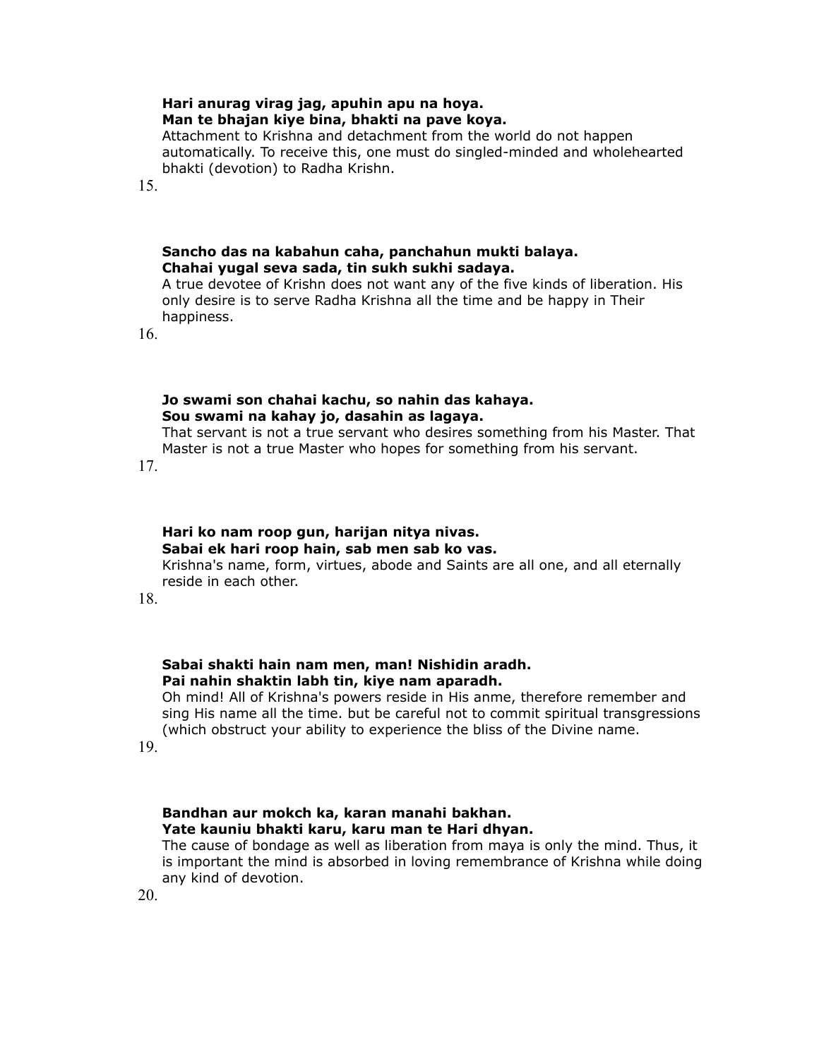**Hari anurag virag jag, apuhin apu na hoya.**
**Man te bhajan kiye bina, bhakti na pave koya.**
Attachment to Krishna and detachment from the world do not happen automatically. To receive this, one must do singled-minded and wholehearted bhakti (devotion) to Radha Krishn.

15.

**Sancho das na kabahun caha, panchahun mukti balaya.**
**Chahai yugal seva sada, tin sukh sukhi sadaya.**
A true devotee of Krishn does not want any of the five kinds of liberation. His only desire is to serve Radha Krishna all the time and be happy in Their happiness.

16.

**Jo swami son chahai kachu, so nahin das kahaya.**
**Sou swami na kahay jo, dasahin as lagaya.**
That servant is not a true servant who desires something from his Master. That Master is not a true Master who hopes for something from his servant.

17.

**Hari ko nam roop gun, harijan nitya nivas.**
**Sabai ek hari roop hain, sab men sab ko vas.**
Krishna's name, form, virtues, abode and Saints are all one, and all eternally reside in each other.

18.

**Sabai shakti hain nam men, man! Nishidin aradh.**
**Pai nahin shaktin labh tin, kiye nam aparadh.**
Oh mind! All of Krishna's powers reside in His anme, therefore remember and sing His name all the time. but be careful not to commit spiritual transgressions (which obstruct your ability to experience the bliss of the Divine name.

19.

**Bandhan aur mokch ka, karan manahi bakhan.**
**Yate kauniu bhakti karu, karu man te Hari dhyan.**
The cause of bondage as well as liberation from maya is only the mind. Thus, it is important the mind is absorbed in loving remembrance of Krishna while doing any kind of devotion.

20.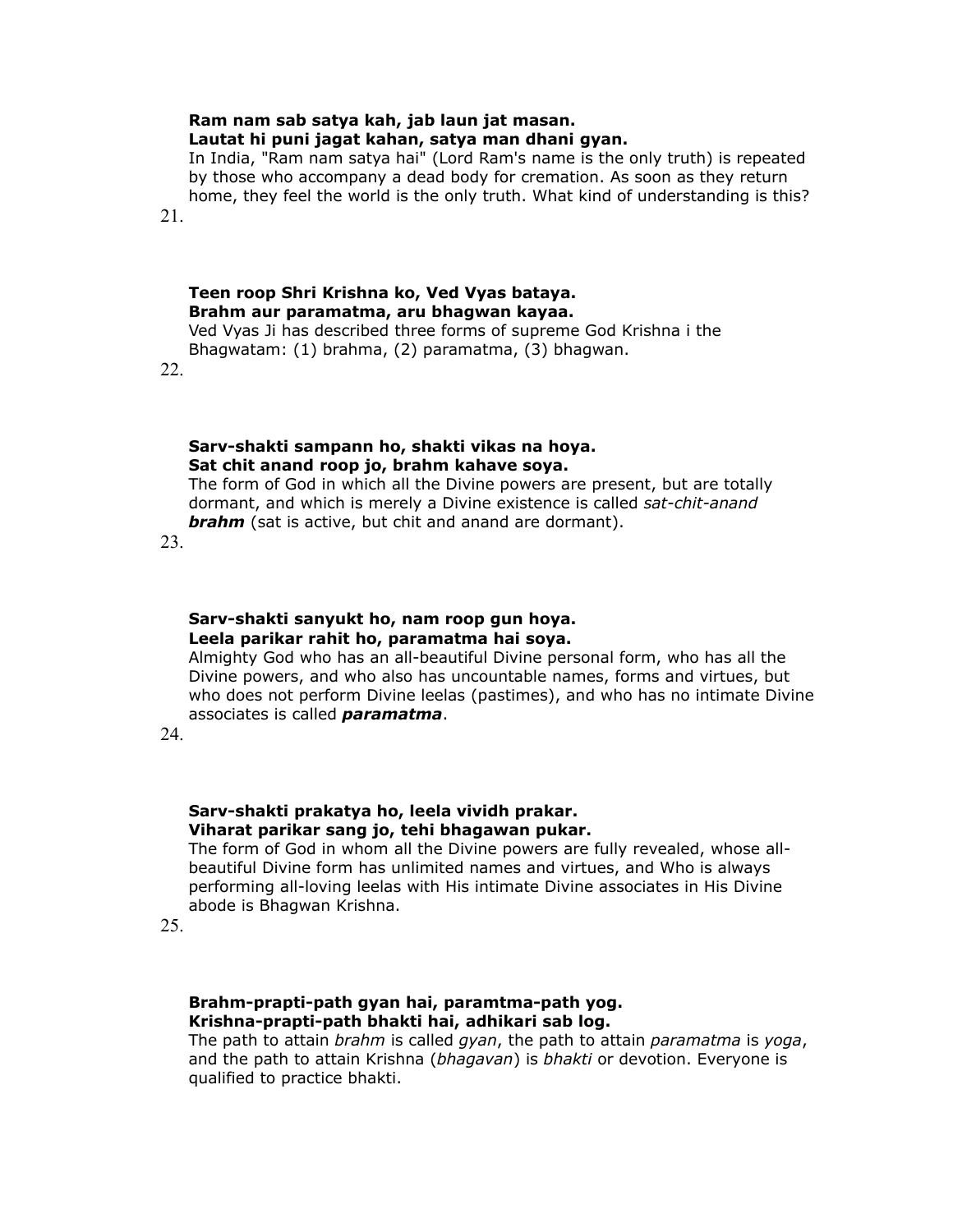**Ram nam sab satya kah, jab laun jat masan.**
**Lautat hi puni jagat kahan, satya man dhani gyan.**

In India, "Ram nam satya hai" (Lord Ram's name is the only truth) is repeated by those who accompany a dead body for cremation. As soon as they return home, they feel the world is the only truth. What kind of understanding is this?

21.

**Teen roop Shri Krishna ko, Ved Vyas bataya.**
**Brahm aur paramatma, aru bhagwan kayaa.**

Ved Vyas Ji has described three forms of supreme God Krishna i the Bhagwatam: (1) brahma, (2) paramatma, (3) bhagwan.

22.

**Sarv-shakti sampann ho, shakti vikas na hoya.**
**Sat chit anand roop jo, brahm kahave soya.**

The form of God in which all the Divine powers are present, but are totally dormant, and which is merely a Divine existence is called *sat-chit-anand* ***brahm*** (sat is active, but chit and anand are dormant).

23.

**Sarv-shakti sanyukt ho, nam roop gun hoya.**
**Leela parikar rahit ho, paramatma hai soya.**

Almighty God who has an all-beautiful Divine personal form, who has all the Divine powers, and who also has uncountable names, forms and virtues, but who does not perform Divine leelas (pastimes), and who has no intimate Divine associates is called ***paramatma***.

24.

**Sarv-shakti prakatya ho, leela vividh prakar.**
**Viharat parikar sang jo, tehi bhagawan pukar.**

The form of God in whom all the Divine powers are fully revealed, whose all-beautiful Divine form has unlimited names and virtues, and Who is always performing all-loving leelas with His intimate Divine associates in His Divine abode is Bhagwan Krishna.

25.

**Brahm-prapti-path gyan hai, paramtma-path yog.**
**Krishna-prapti-path bhakti hai, adhikari sab log.**

The path to attain *brahm* is called *gyan*, the path to attain *paramatma* is *yoga*, and the path to attain Krishna (*bhagavan*) is *bhakti* or devotion. Everyone is qualified to practice bhakti.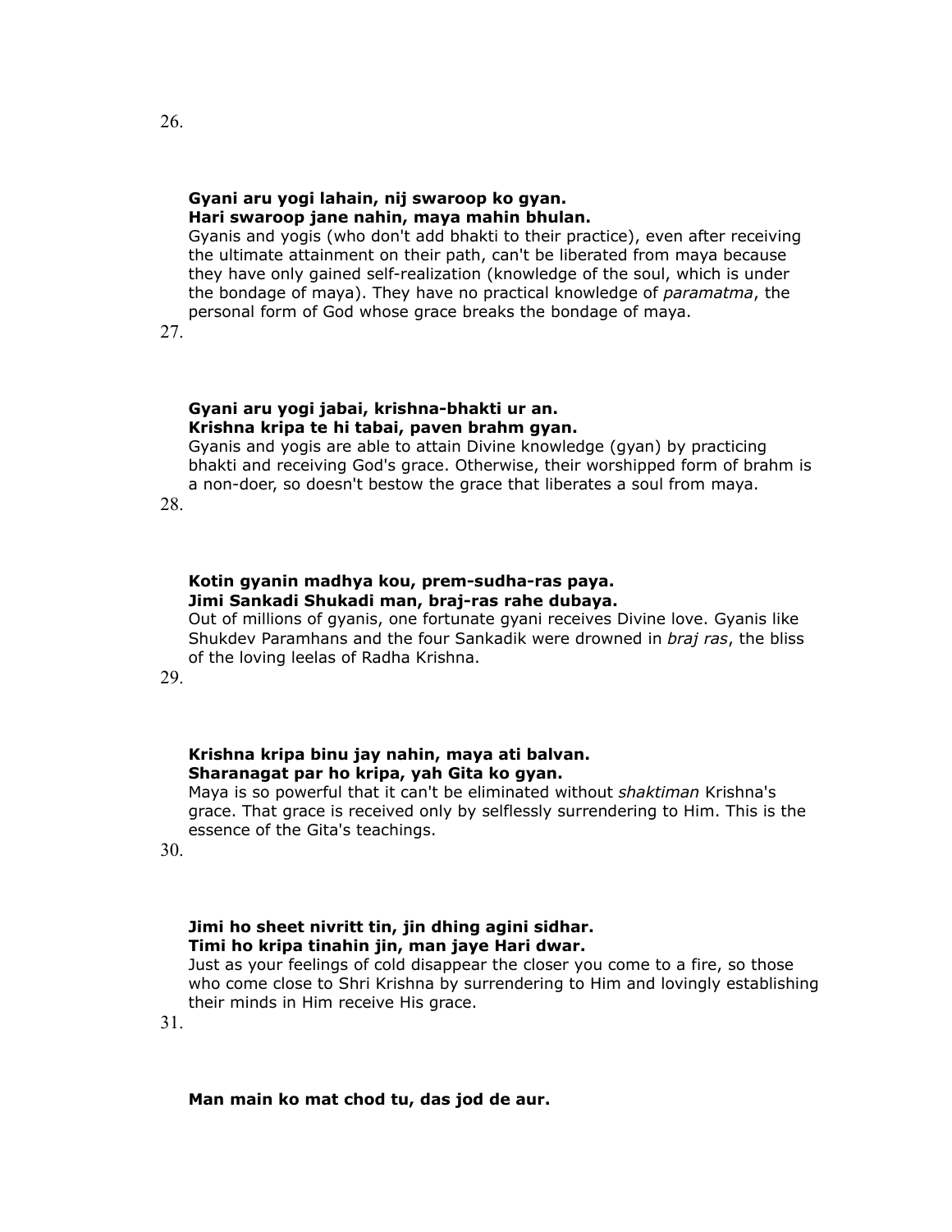26.

**Gyani aru yogi lahain, nij swaroop ko gyan.**
**Hari swaroop jane nahin, maya mahin bhulan.**

Gyanis and yogis (who don't add bhakti to their practice), even after receiving the ultimate attainment on their path, can't be liberated from maya because they have only gained self-realization (knowledge of the soul, which is under the bondage of maya). They have no practical knowledge of *paramatma*, the personal form of God whose grace breaks the bondage of maya.

27.

**Gyani aru yogi jabai, krishna-bhakti ur an.**
**Krishna kripa te hi tabai, paven brahm gyan.**

Gyanis and yogis are able to attain Divine knowledge (gyan) by practicing bhakti and receiving God's grace. Otherwise, their worshipped form of brahm is a non-doer, so doesn't bestow the grace that liberates a soul from maya.

28.

**Kotin gyanin madhya kou, prem-sudha-ras paya.**
**Jimi Sankadi Shukadi man, braj-ras rahe dubaya.**

Out of millions of gyanis, one fortunate gyani receives Divine love. Gyanis like Shukdev Paramhans and the four Sankadik were drowned in *braj ras*, the bliss of the loving leelas of Radha Krishna.

29.

**Krishna kripa binu jay nahin, maya ati balvan.**
**Sharanagat par ho kripa, yah Gita ko gyan.**

Maya is so powerful that it can't be eliminated without *shaktiman* Krishna's grace. That grace is received only by selflessly surrendering to Him. This is the essence of the Gita's teachings.

30.

**Jimi ho sheet nivritt tin, jin dhing agini sidhar.**
**Timi ho kripa tinahin jin, man jaye Hari dwar.**

Just as your feelings of cold disappear the closer you come to a fire, so those who come close to Shri Krishna by surrendering to Him and lovingly establishing their minds in Him receive His grace.

31.

**Man main ko mat chod tu, das jod de aur.**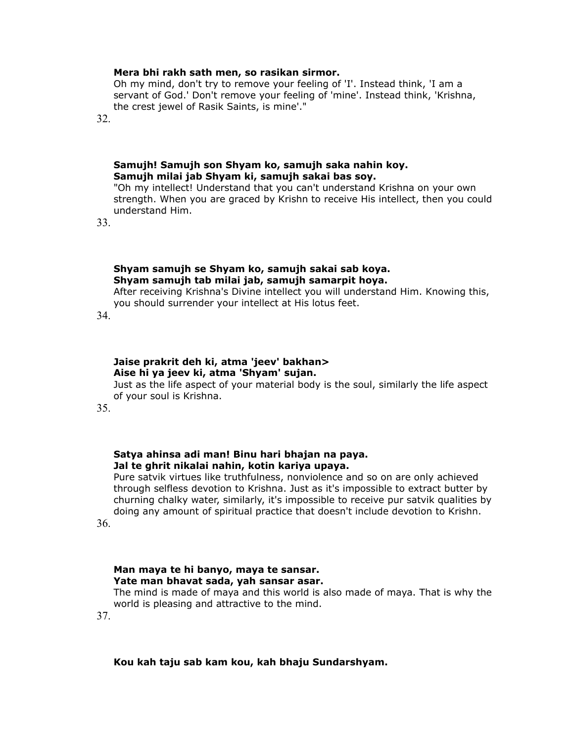**Mera bhi rakh sath men, so rasikan sirmor.**

Oh my mind, don't try to remove your feeling of 'I'. Instead think, 'I am a servant of God.' Don't remove your feeling of 'mine'. Instead think, 'Krishna, the crest jewel of Rasik Saints, is mine'."

32.

**Samujh! Samujh son Shyam ko, samujh saka nahin koy.**
**Samujh milai jab Shyam ki, samujh sakai bas soy.**

"Oh my intellect! Understand that you can't understand Krishna on your own strength. When you are graced by Krishn to receive His intellect, then you could understand Him.

33.

**Shyam samujh se Shyam ko, samujh sakai sab koya.**
**Shyam samujh tab milai jab, samujh samarpit hoya.**

After receiving Krishna's Divine intellect you will understand Him. Knowing this, you should surrender your intellect at His lotus feet.

34.

**Jaise prakrit deh ki, atma 'jeev' bakhan>**
**Aise hi ya jeev ki, atma 'Shyam' sujan.**

Just as the life aspect of your material body is the soul, similarly the life aspect of your soul is Krishna.

35.

**Satya ahinsa adi man! Binu hari bhajan na paya.**
**Jal te ghrit nikalai nahin, kotin kariya upaya.**

Pure satvik virtues like truthfulness, nonviolence and so on are only achieved through selfless devotion to Krishna. Just as it's impossible to extract butter by churning chalky water, similarly, it's impossible to receive pur satvik qualities by doing any amount of spiritual practice that doesn't include devotion to Krishn.

36.

**Man maya te hi banyo, maya te sansar.**
**Yate man bhavat sada, yah sansar asar.**

The mind is made of maya and this world is also made of maya. That is why the world is pleasing and attractive to the mind.

37.

**Kou kah taju sab kam kou, kah bhaju Sundarshyam.**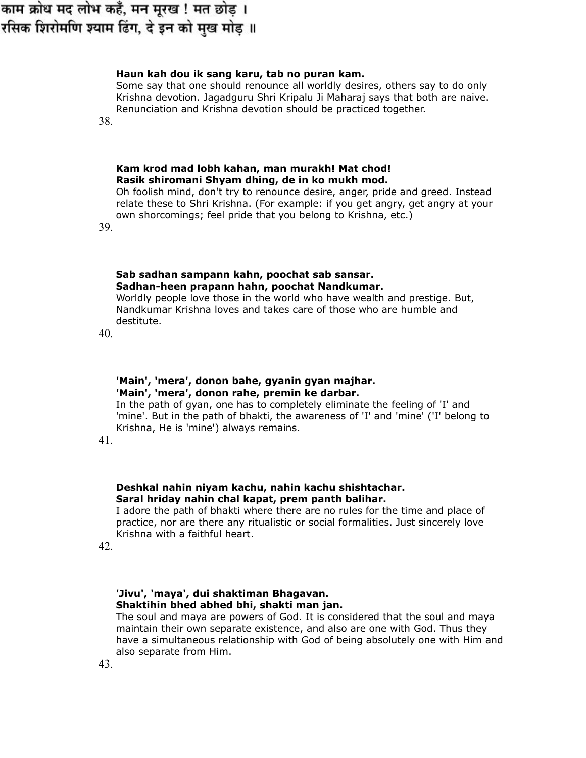काम क्रोध मद लोभ कहँ, मन मूरख ! मत छोड़ ।
रसिक शिरोमणि श्याम ढिंग, दे इन को मुख मोड़ ॥

**Haun kah dou ik sang karu, tab no puran kam.**
Some say that one should renounce all worldly desires, others say to do only Krishna devotion. Jagadguru Shri Kripalu Ji Maharaj says that both are naive. Renunciation and Krishna devotion should be practiced together.

38.

**Kam krod mad lobh kahan, man murakh! Mat chod!**
**Rasik shiromani Shyam dhing, de in ko mukh mod.**
Oh foolish mind, don't try to renounce desire, anger, pride and greed. Instead relate these to Shri Krishna. (For example: if you get angry, get angry at your own shorcomings; feel pride that you belong to Krishna, etc.)

39.

**Sab sadhan sampann kahn, poochat sab sansar.**
**Sadhan-heen prapann hahn, poochat Nandkumar.**
Worldly people love those in the world who have wealth and prestige. But, Nandkumar Krishna loves and takes care of those who are humble and destitute.

40.

**'Main', 'mera', donon bahe, gyanin gyan majhar.**
**'Main', 'mera', donon rahe, premin ke darbar.**
In the path of gyan, one has to completely eliminate the feeling of 'I' and 'mine'. But in the path of bhakti, the awareness of 'I' and 'mine' ('I' belong to Krishna, He is 'mine') always remains.

41.

**Deshkal nahin niyam kachu, nahin kachu shishtachar.**
**Saral hriday nahin chal kapat, prem panth balihar.**
I adore the path of bhakti where there are no rules for the time and place of practice, nor are there any ritualistic or social formalities. Just sincerely love Krishna with a faithful heart.

42.

**'Jivu', 'maya', dui shaktiman Bhagavan.**
**Shaktihin bhed abhed bhi, shakti man jan.**
The soul and maya are powers of God. It is considered that the soul and maya maintain their own separate existence, and also are one with God. Thus they have a simultaneous relationship with God of being absolutely one with Him and also separate from Him.

43.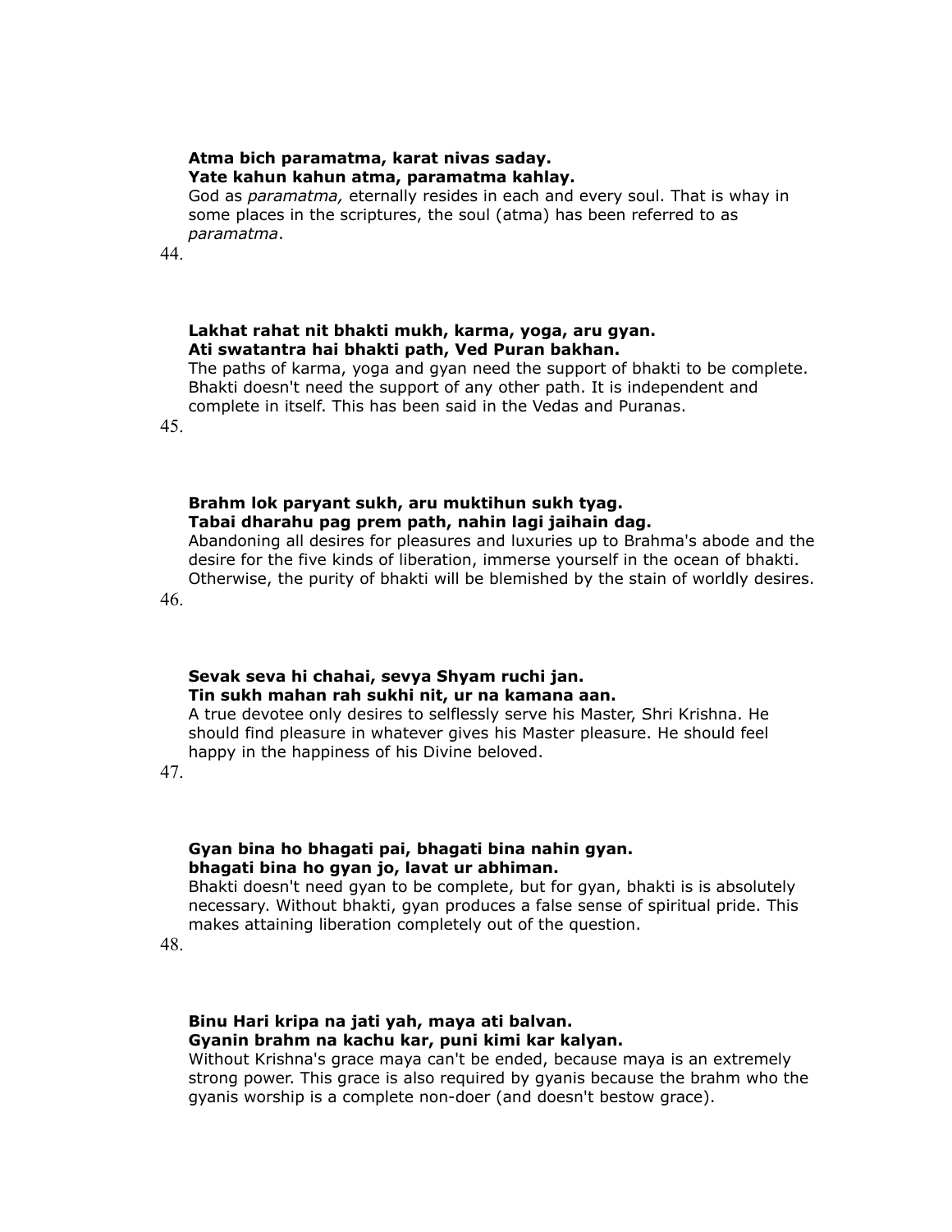**Atma bich paramatma, karat nivas saday.**
**Yate kahun kahun atma, paramatma kahlay.**

God as *paramatma,* eternally resides in each and every soul. That is whay in some places in the scriptures, the soul (atma) has been referred to as *paramatma*.

44.

**Lakhat rahat nit bhakti mukh, karma, yoga, aru gyan.**
**Ati swatantra hai bhakti path, Ved Puran bakhan.**

The paths of karma, yoga and gyan need the support of bhakti to be complete. Bhakti doesn't need the support of any other path. It is independent and complete in itself. This has been said in the Vedas and Puranas.

45.

**Brahm lok paryant sukh, aru muktihun sukh tyag.**
**Tabai dharahu pag prem path, nahin lagi jaihain dag.**

Abandoning all desires for pleasures and luxuries up to Brahma's abode and the desire for the five kinds of liberation, immerse yourself in the ocean of bhakti. Otherwise, the purity of bhakti will be blemished by the stain of worldly desires.

46.

**Sevak seva hi chahai, sevya Shyam ruchi jan.**
**Tin sukh mahan rah sukhi nit, ur na kamana aan.**

A true devotee only desires to selflessly serve his Master, Shri Krishna. He should find pleasure in whatever gives his Master pleasure. He should feel happy in the happiness of his Divine beloved.

47.

**Gyan bina ho bhagati pai, bhagati bina nahin gyan.**
**bhagati bina ho gyan jo, lavat ur abhiman.**

Bhakti doesn't need gyan to be complete, but for gyan, bhakti is is absolutely necessary. Without bhakti, gyan produces a false sense of spiritual pride. This makes attaining liberation completely out of the question.

48.

**Binu Hari kripa na jati yah, maya ati balvan.**
**Gyanin brahm na kachu kar, puni kimi kar kalyan.**

Without Krishna's grace maya can't be ended, because maya is an extremely strong power. This grace is also required by gyanis because the brahm who the gyanis worship is a complete non-doer (and doesn't bestow grace).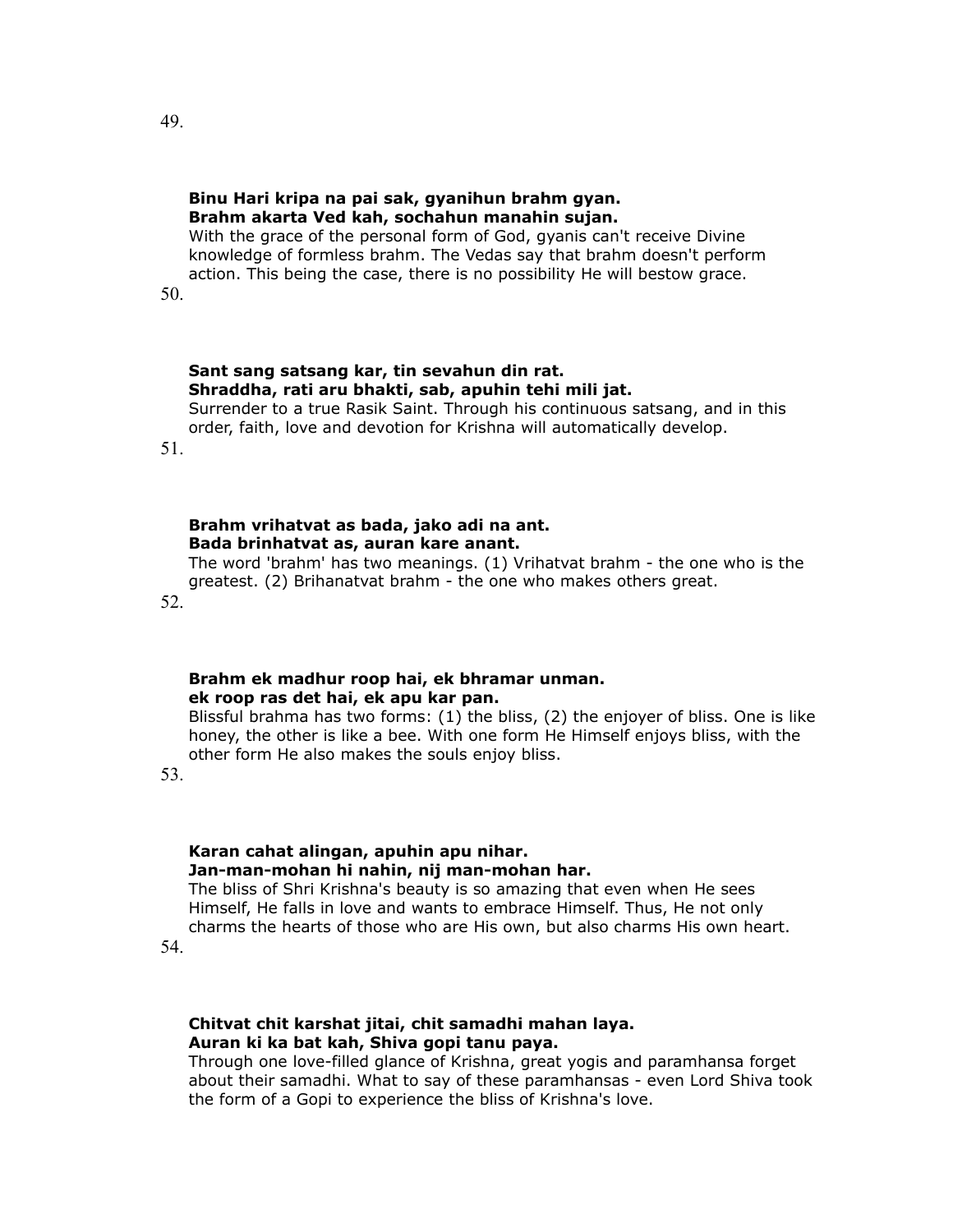49.

**Binu Hari kripa na pai sak, gyanihun brahm gyan.**
**Brahm akarta Ved kah, sochahun manahin sujan.**
With the grace of the personal form of God, gyanis can't receive Divine knowledge of formless brahm. The Vedas say that brahm doesn't perform action. This being the case, there is no possibility He will bestow grace.

50.

**Sant sang satsang kar, tin sevahun din rat.**
**Shraddha, rati aru bhakti, sab, apuhin tehi mili jat.**
Surrender to a true Rasik Saint. Through his continuous satsang, and in this order, faith, love and devotion for Krishna will automatically develop.

51.

**Brahm vrihatvat as bada, jako adi na ant.**
**Bada brinhatvat as, auran kare anant.**
The word 'brahm' has two meanings. (1) Vrihatvat brahm - the one who is the greatest. (2) Brihanatvat brahm - the one who makes others great.

52.

**Brahm ek madhur roop hai, ek bhramar unman.**
**ek roop ras det hai, ek apu kar pan.**
Blissful brahma has two forms: (1) the bliss, (2) the enjoyer of bliss. One is like honey, the other is like a bee. With one form He Himself enjoys bliss, with the other form He also makes the souls enjoy bliss.

53.

**Karan cahat alingan, apuhin apu nihar.**
**Jan-man-mohan hi nahin, nij man-mohan har.**
The bliss of Shri Krishna's beauty is so amazing that even when He sees Himself, He falls in love and wants to embrace Himself. Thus, He not only charms the hearts of those who are His own, but also charms His own heart.

54.

**Chitvat chit karshat jitai, chit samadhi mahan laya.**
**Auran ki ka bat kah, Shiva gopi tanu paya.**
Through one love-filled glance of Krishna, great yogis and paramhansa forget about their samadhi. What to say of these paramhansas - even Lord Shiva took the form of a Gopi to experience the bliss of Krishna's love.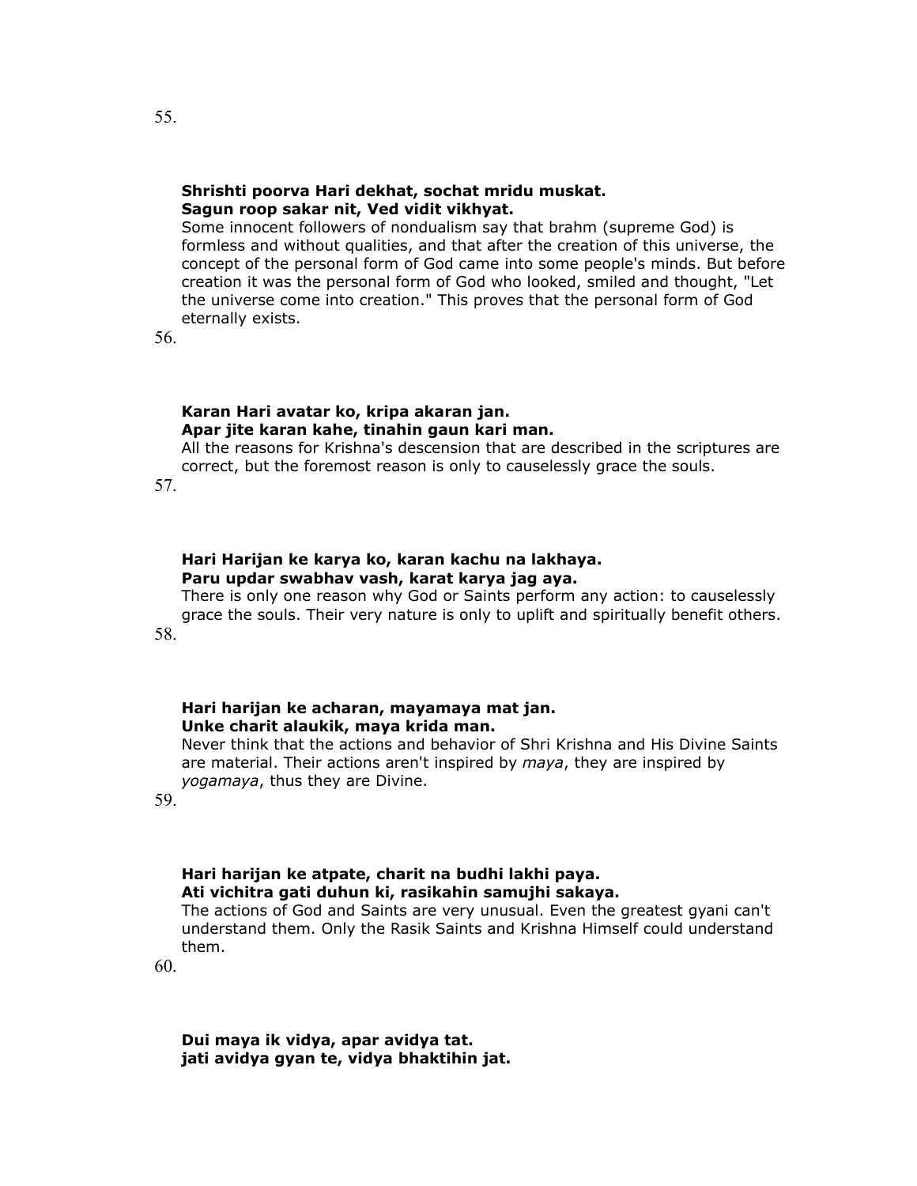55.

**Shrishti poorva Hari dekhat, sochat mridu muskat.**
**Sagun roop sakar nit, Ved vidit vikhyat.**

Some innocent followers of nondualism say that brahm (supreme God) is formless and without qualities, and that after the creation of this universe, the concept of the personal form of God came into some people's minds. But before creation it was the personal form of God who looked, smiled and thought, "Let the universe come into creation." This proves that the personal form of God eternally exists.

56.

**Karan Hari avatar ko, kripa akaran jan.**
**Apar jite karan kahe, tinahin gaun kari man.**

All the reasons for Krishna's descension that are described in the scriptures are correct, but the foremost reason is only to causelessly grace the souls.

57.

**Hari Harijan ke karya ko, karan kachu na lakhaya.**
**Paru updar swabhav vash, karat karya jag aya.**

There is only one reason why God or Saints perform any action: to causelessly grace the souls. Their very nature is only to uplift and spiritually benefit others.

58.

**Hari harijan ke acharan, mayamaya mat jan.**
**Unke charit alaukik, maya krida man.**

Never think that the actions and behavior of Shri Krishna and His Divine Saints are material. Their actions aren't inspired by *maya*, they are inspired by *yogamaya*, thus they are Divine.

59.

**Hari harijan ke atpate, charit na budhi lakhi paya.**
**Ati vichitra gati duhun ki, rasikahin samujhi sakaya.**

The actions of God and Saints are very unusual. Even the greatest gyani can't understand them. Only the Rasik Saints and Krishna Himself could understand them.

60.

**Dui maya ik vidya, apar avidya tat.**
**jati avidya gyan te, vidya bhaktihin jat.**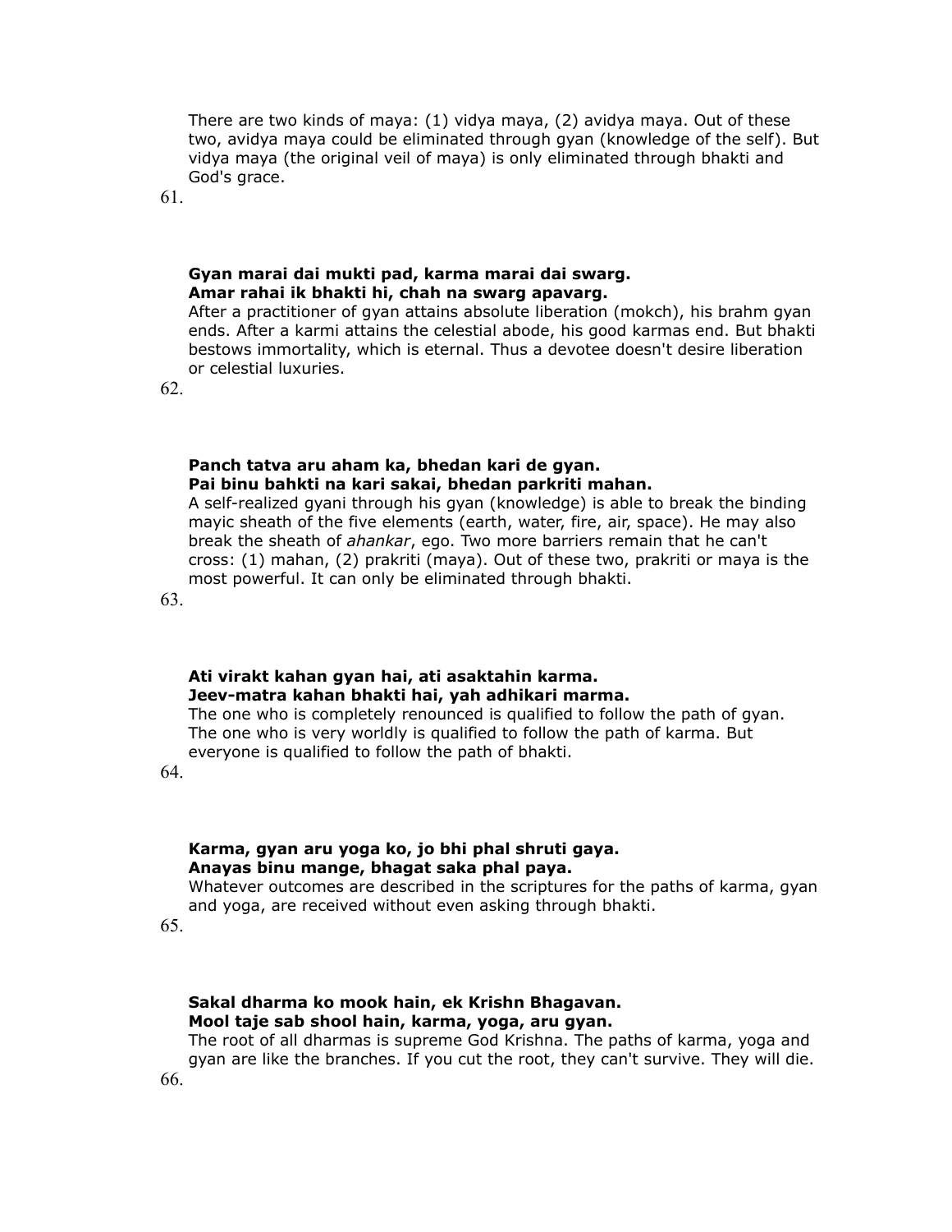There are two kinds of maya: (1) vidya maya, (2) avidya maya. Out of these two, avidya maya could be eliminated through gyan (knowledge of the self). But vidya maya (the original veil of maya) is only eliminated through bhakti and God's grace.

61.

**Gyan marai dai mukti pad, karma marai dai swarg.**
**Amar rahai ik bhakti hi, chah na swarg apavarg.**

After a practitioner of gyan attains absolute liberation (mokch), his brahm gyan ends. After a karmi attains the celestial abode, his good karmas end. But bhakti bestows immortality, which is eternal. Thus a devotee doesn't desire liberation or celestial luxuries.

62.

**Panch tatva aru aham ka, bhedan kari de gyan.**
**Pai binu bahkti na kari sakai, bhedan parkriti mahan.**

A self-realized gyani through his gyan (knowledge) is able to break the binding mayic sheath of the five elements (earth, water, fire, air, space). He may also break the sheath of *ahankar*, ego. Two more barriers remain that he can't cross: (1) mahan, (2) prakriti (maya). Out of these two, prakriti or maya is the most powerful. It can only be eliminated through bhakti.

63.

**Ati virakt kahan gyan hai, ati asaktahin karma.**
**Jeev-matra kahan bhakti hai, yah adhikari marma.**

The one who is completely renounced is qualified to follow the path of gyan. The one who is very worldly is qualified to follow the path of karma. But everyone is qualified to follow the path of bhakti.

64.

**Karma, gyan aru yoga ko, jo bhi phal shruti gaya.**
**Anayas binu mange, bhagat saka phal paya.**

Whatever outcomes are described in the scriptures for the paths of karma, gyan and yoga, are received without even asking through bhakti.

65.

**Sakal dharma ko mook hain, ek Krishn Bhagavan.**
**Mool taje sab shool hain, karma, yoga, aru gyan.**

The root of all dharmas is supreme God Krishna. The paths of karma, yoga and gyan are like the branches. If you cut the root, they can't survive. They will die.

66.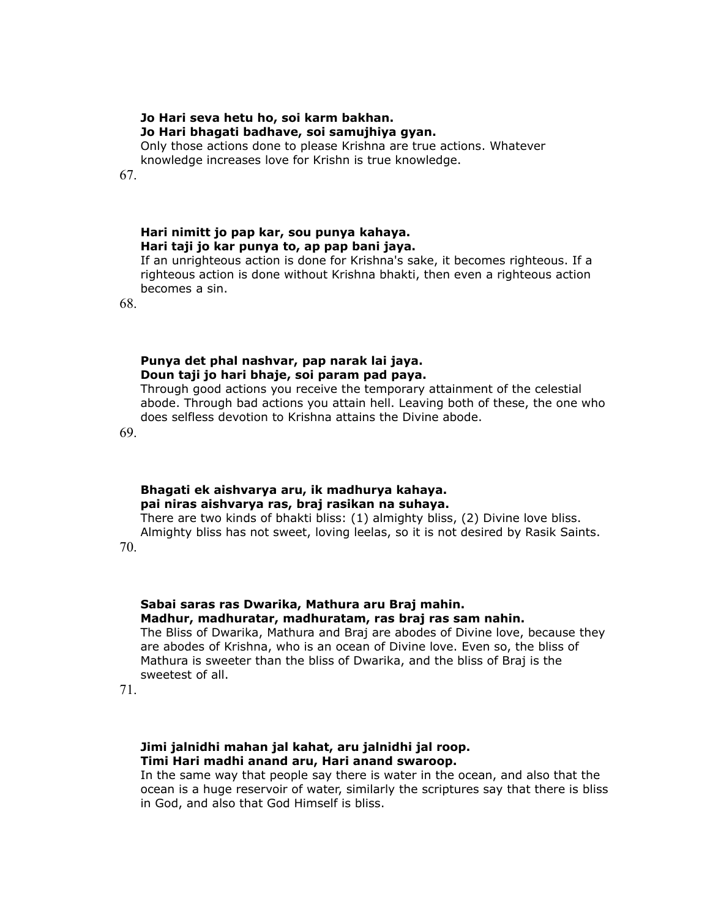**Jo Hari seva hetu ho, soi karm bakhan.**
**Jo Hari bhagati badhave, soi samujhiya gyan.**
Only those actions done to please Krishna are true actions. Whatever knowledge increases love for Krishn is true knowledge.

67.

**Hari nimitt jo pap kar, sou punya kahaya.**
**Hari taji jo kar punya to, ap pap bani jaya.**
If an unrighteous action is done for Krishna's sake, it becomes righteous. If a righteous action is done without Krishna bhakti, then even a righteous action becomes a sin.

68.

**Punya det phal nashvar, pap narak lai jaya.**
**Doun taji jo hari bhaje, soi param pad paya.**
Through good actions you receive the temporary attainment of the celestial abode. Through bad actions you attain hell. Leaving both of these, the one who does selfless devotion to Krishna attains the Divine abode.

69.

**Bhagati ek aishvarya aru, ik madhurya kahaya.**
**pai niras aishvarya ras, braj rasikan na suhaya.**
There are two kinds of bhakti bliss: (1) almighty bliss, (2) Divine love bliss. Almighty bliss has not sweet, loving leelas, so it is not desired by Rasik Saints.

70.

**Sabai saras ras Dwarika, Mathura aru Braj mahin.**
**Madhur, madhuratar, madhuratam, ras braj ras sam nahin.**
The Bliss of Dwarika, Mathura and Braj are abodes of Divine love, because they are abodes of Krishna, who is an ocean of Divine love. Even so, the bliss of Mathura is sweeter than the bliss of Dwarika, and the bliss of Braj is the sweetest of all.

71.

**Jimi jalnidhi mahan jal kahat, aru jalnidhi jal roop.**
**Timi Hari madhi anand aru, Hari anand swaroop.**
In the same way that people say there is water in the ocean, and also that the ocean is a huge reservoir of water, similarly the scriptures say that there is bliss in God, and also that God Himself is bliss.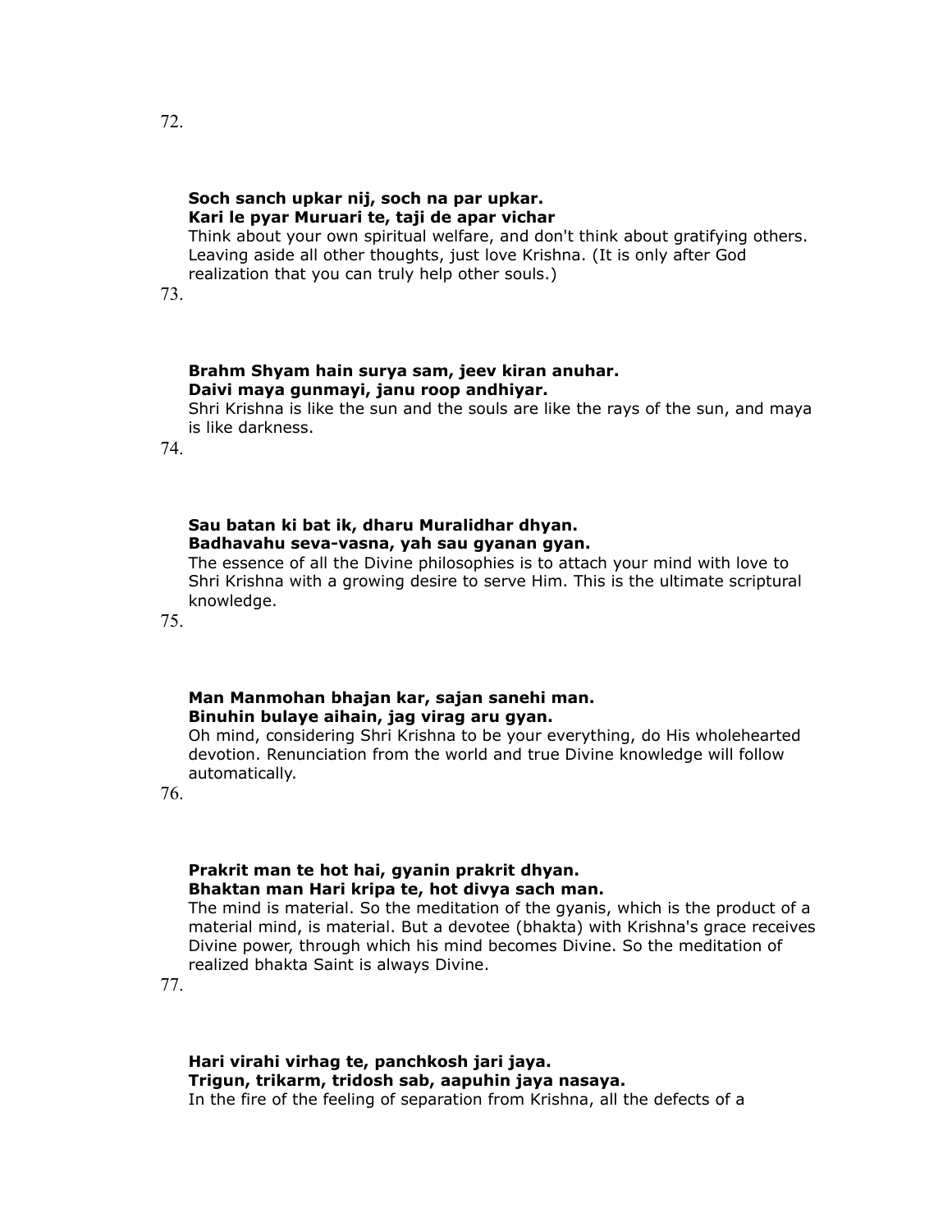72.

**Soch sanch upkar nij, soch na par upkar.**
**Kari le pyar Muruari te, taji de apar vichar**
Think about your own spiritual welfare, and don't think about gratifying others. Leaving aside all other thoughts, just love Krishna. (It is only after God realization that you can truly help other souls.)

73.

**Brahm Shyam hain surya sam, jeev kiran anuhar.**
**Daivi maya gunmayi, janu roop andhiyar.**
Shri Krishna is like the sun and the souls are like the rays of the sun, and maya is like darkness.

74.

**Sau batan ki bat ik, dharu Muralidhar dhyan.**
**Badhavahu seva-vasna, yah sau gyanan gyan.**
The essence of all the Divine philosophies is to attach your mind with love to Shri Krishna with a growing desire to serve Him. This is the ultimate scriptural knowledge.

75.

**Man Manmohan bhajan kar, sajan sanehi man.**
**Binuhin bulaye aihain, jag virag aru gyan.**
Oh mind, considering Shri Krishna to be your everything, do His wholehearted devotion. Renunciation from the world and true Divine knowledge will follow automatically.

76.

**Prakrit man te hot hai, gyanin prakrit dhyan.**
**Bhaktan man Hari kripa te, hot divya sach man.**
The mind is material. So the meditation of the gyanis, which is the product of a material mind, is material. But a devotee (bhakta) with Krishna's grace receives Divine power, through which his mind becomes Divine. So the meditation of realized bhakta Saint is always Divine.

77.

**Hari virahi virhag te, panchkosh jari jaya.**
**Trigun, trikarm, tridosh sab, aapuhin jaya nasaya.**
In the fire of the feeling of separation from Krishna, all the defects of a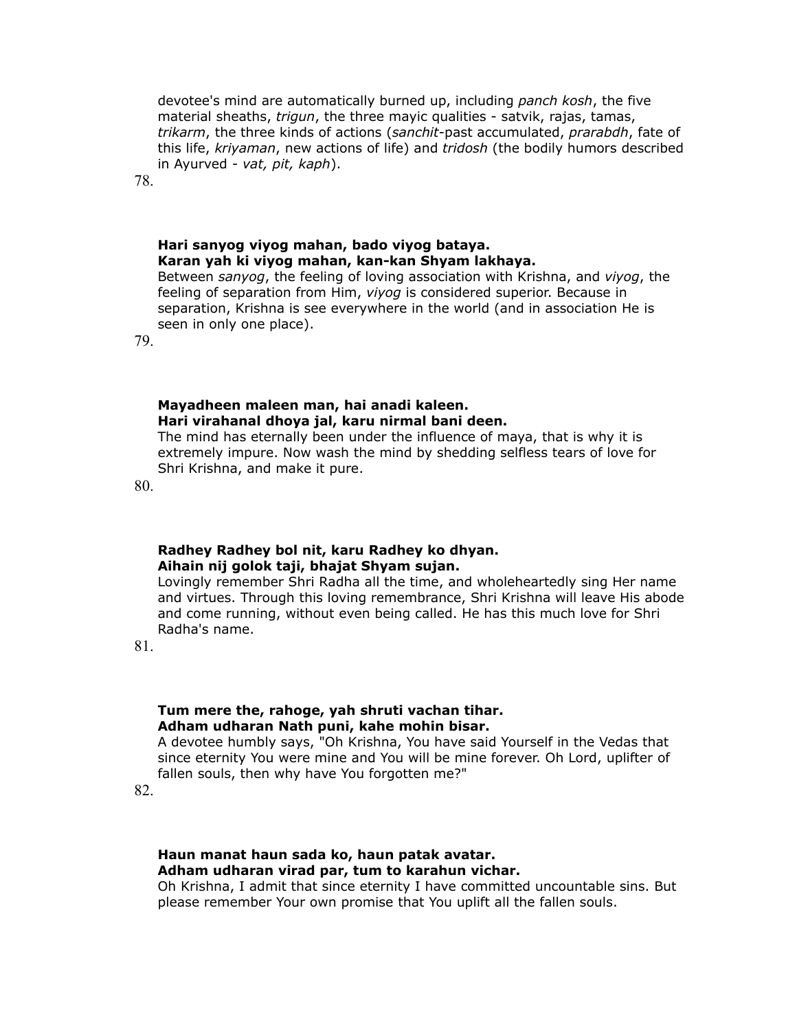devotee's mind are automatically burned up, including *panch kosh*, the five material sheaths, *trigun*, the three mayic qualities - satvik, rajas, tamas, *trikarm*, the three kinds of actions (*sanchit*-past accumulated, *prarabdh*, fate of this life, *kriyaman*, new actions of life) and *tridosh* (the bodily humors described in Ayurved - *vat, pit, kaph*).

78.

**Hari sanyog viyog mahan, bado viyog bataya.**
**Karan yah ki viyog mahan, kan-kan Shyam lakhaya.**
Between *sanyog*, the feeling of loving association with Krishna, and *viyog*, the feeling of separation from Him, *viyog* is considered superior. Because in separation, Krishna is see everywhere in the world (and in association He is seen in only one place).

79.

**Mayadheen maleen man, hai anadi kaleen.**
**Hari virahanal dhoya jal, karu nirmal bani deen.**
The mind has eternally been under the influence of maya, that is why it is extremely impure. Now wash the mind by shedding selfless tears of love for Shri Krishna, and make it pure.

80.

**Radhey Radhey bol nit, karu Radhey ko dhyan.**
**Aihain nij golok taji, bhajat Shyam sujan.**
Lovingly remember Shri Radha all the time, and wholeheartedly sing Her name and virtues. Through this loving remembrance, Shri Krishna will leave His abode and come running, without even being called. He has this much love for Shri Radha's name.

81.

**Tum mere the, rahoge, yah shruti vachan tihar.**
**Adham udharan Nath puni, kahe mohin bisar.**
A devotee humbly says, "Oh Krishna, You have said Yourself in the Vedas that since eternity You were mine and You will be mine forever. Oh Lord, uplifter of fallen souls, then why have You forgotten me?"

82.

**Haun manat haun sada ko, haun patak avatar.**
**Adham udharan virad par, tum to karahun vichar.**
Oh Krishna, I admit that since eternity I have committed uncountable sins. But please remember Your own promise that You uplift all the fallen souls.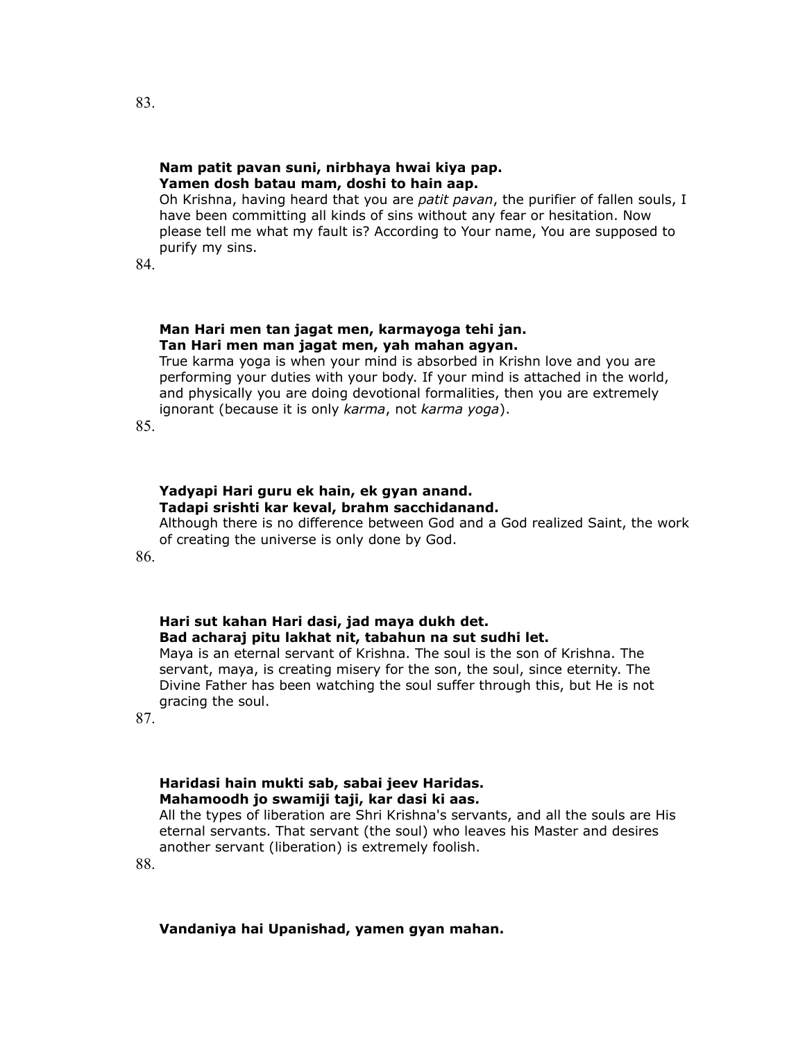83.

**Nam patit pavan suni, nirbhaya hwai kiya pap.**
**Yamen dosh batau mam, doshi to hain aap.**

Oh Krishna, having heard that you are *patit pavan*, the purifier of fallen souls, I have been committing all kinds of sins without any fear or hesitation. Now please tell me what my fault is? According to Your name, You are supposed to purify my sins.

84.

**Man Hari men tan jagat men, karmayoga tehi jan.**
**Tan Hari men man jagat men, yah mahan agyan.**

True karma yoga is when your mind is absorbed in Krishn love and you are performing your duties with your body. If your mind is attached in the world, and physically you are doing devotional formalities, then you are extremely ignorant (because it is only *karma*, not *karma yoga*).

85.

**Yadyapi Hari guru ek hain, ek gyan anand.**
**Tadapi srishti kar keval, brahm sacchidanand.**

Although there is no difference between God and a God realized Saint, the work of creating the universe is only done by God.

86.

**Hari sut kahan Hari dasi, jad maya dukh det.**
**Bad acharaj pitu lakhat nit, tabahun na sut sudhi let.**

Maya is an eternal servant of Krishna. The soul is the son of Krishna. The servant, maya, is creating misery for the son, the soul, since eternity. The Divine Father has been watching the soul suffer through this, but He is not gracing the soul.

87.

**Haridasi hain mukti sab, sabai jeev Haridas.**
**Mahamoodh jo swamiji taji, kar dasi ki aas.**

All the types of liberation are Shri Krishna's servants, and all the souls are His eternal servants. That servant (the soul) who leaves his Master and desires another servant (liberation) is extremely foolish.

88.

**Vandaniya hai Upanishad, yamen gyan mahan.**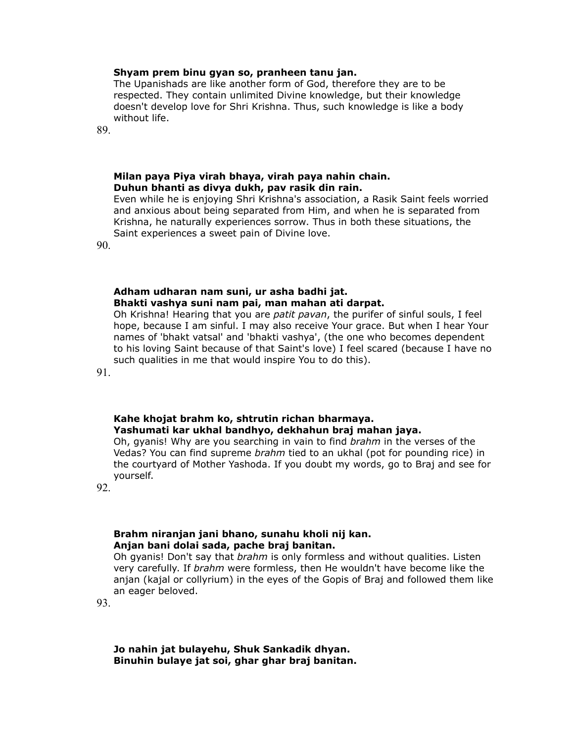**Shyam prem binu gyan so, pranheen tanu jan.**
The Upanishads are like another form of God, therefore they are to be respected. They contain unlimited Divine knowledge, but their knowledge doesn't develop love for Shri Krishna. Thus, such knowledge is like a body without life.

89.

**Milan paya Piya virah bhaya, virah paya nahin chain.**
**Duhun bhanti as divya dukh, pav rasik din rain.**
Even while he is enjoying Shri Krishna's association, a Rasik Saint feels worried and anxious about being separated from Him, and when he is separated from Krishna, he naturally experiences sorrow. Thus in both these situations, the Saint experiences a sweet pain of Divine love.

90.

**Adham udharan nam suni, ur asha badhi jat.**
**Bhakti vashya suni nam pai, man mahan ati darpat.**
Oh Krishna! Hearing that you are *patit pavan*, the purifer of sinful souls, I feel hope, because I am sinful. I may also receive Your grace. But when I hear Your names of 'bhakt vatsal' and 'bhakti vashya', (the one who becomes dependent to his loving Saint because of that Saint's love) I feel scared (because I have no such qualities in me that would inspire You to do this).

91.

**Kahe khojat brahm ko, shtrutin richan bharmaya.**
**Yashumati kar ukhal bandhyo, dekhahun braj mahan jaya.**
Oh, gyanis! Why are you searching in vain to find *brahm* in the verses of the Vedas? You can find supreme *brahm* tied to an ukhal (pot for pounding rice) in the courtyard of Mother Yashoda. If you doubt my words, go to Braj and see for yourself.

92.

**Brahm niranjan jani bhano, sunahu kholi nij kan.**
**Anjan bani dolai sada, pache braj banitan.**
Oh gyanis! Don't say that *brahm* is only formless and without qualities. Listen very carefully. If *brahm* were formless, then He wouldn't have become like the anjan (kajal or collyrium) in the eyes of the Gopis of Braj and followed them like an eager beloved.

93.

**Jo nahin jat bulayehu, Shuk Sankadik dhyan.**
**Binuhin bulaye jat soi, ghar ghar braj banitan.**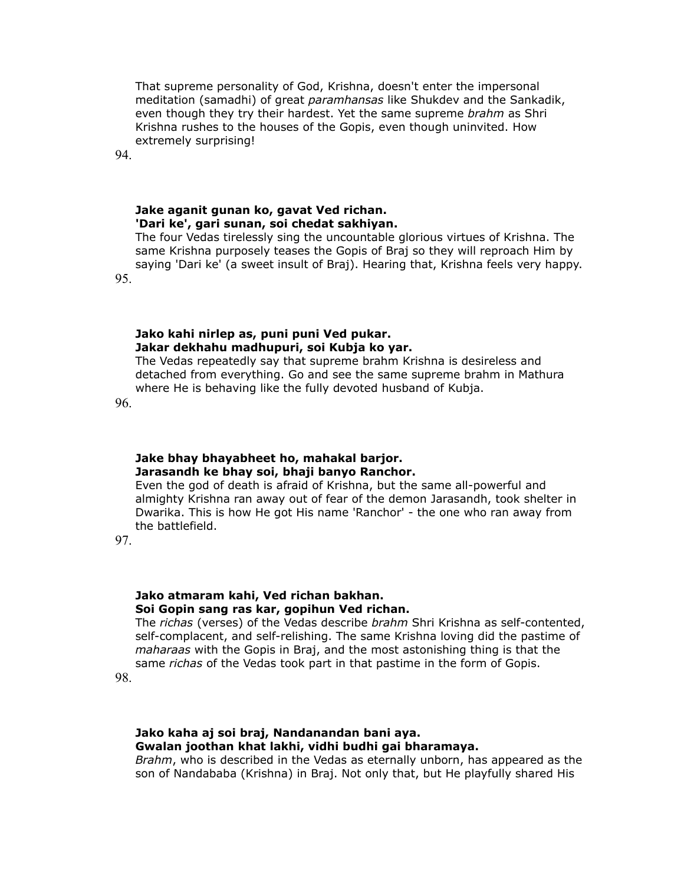That supreme personality of God, Krishna, doesn't enter the impersonal meditation (samadhi) of great *paramhansas* like Shukdev and the Sankadik, even though they try their hardest. Yet the same supreme *brahm* as Shri Krishna rushes to the houses of the Gopis, even though uninvited. How extremely surprising!

94.

**Jake aganit gunan ko, gavat Ved richan.**
**'Dari ke', gari sunan, soi chedat sakhiyan.**

The four Vedas tirelessly sing the uncountable glorious virtues of Krishna. The same Krishna purposely teases the Gopis of Braj so they will reproach Him by saying 'Dari ke' (a sweet insult of Braj). Hearing that, Krishna feels very happy.

95.

**Jako kahi nirlep as, puni puni Ved pukar.**
**Jakar dekhahu madhupuri, soi Kubja ko yar.**

The Vedas repeatedly say that supreme brahm Krishna is desireless and detached from everything. Go and see the same supreme brahm in Mathura where He is behaving like the fully devoted husband of Kubja.

96.

**Jake bhay bhayabheet ho, mahakal barjor.**
**Jarasandh ke bhay soi, bhaji banyo Ranchor.**

Even the god of death is afraid of Krishna, but the same all-powerful and almighty Krishna ran away out of fear of the demon Jarasandh, took shelter in Dwarika. This is how He got His name 'Ranchor' - the one who ran away from the battlefield.

97.

**Jako atmaram kahi, Ved richan bakhan.**
**Soi Gopin sang ras kar, gopihun Ved richan.**

The *richas* (verses) of the Vedas describe *brahm* Shri Krishna as self-contented, self-complacent, and self-relishing. The same Krishna loving did the pastime of *maharaas* with the Gopis in Braj, and the most astonishing thing is that the same *richas* of the Vedas took part in that pastime in the form of Gopis.

98.

**Jako kaha aj soi braj, Nandanandan bani aya.**
**Gwalan joothan khat lakhi, vidhi budhi gai bharamaya.**

*Brahm*, who is described in the Vedas as eternally unborn, has appeared as the son of Nandababa (Krishna) in Braj. Not only that, but He playfully shared His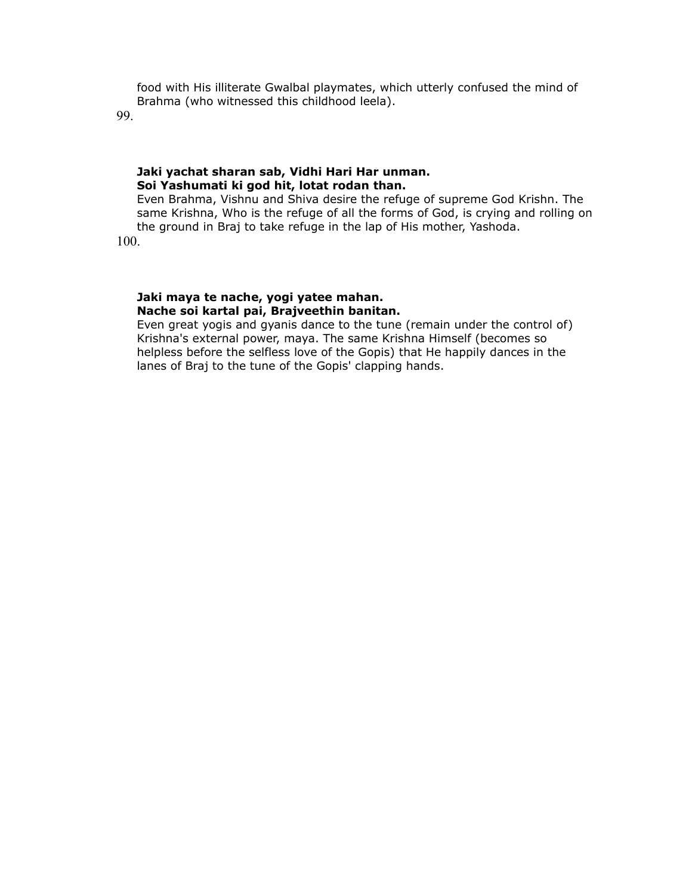food with His illiterate Gwalbal playmates, which utterly confused the mind of Brahma (who witnessed this childhood leela).

99.

**Jaki yachat sharan sab, Vidhi Hari Har unman.**
**Soi Yashumati ki god hit, lotat rodan than.**

Even Brahma, Vishnu and Shiva desire the refuge of supreme God Krishn. The same Krishna, Who is the refuge of all the forms of God, is crying and rolling on the ground in Braj to take refuge in the lap of His mother, Yashoda.

100.

**Jaki maya te nache, yogi yatee mahan.**
**Nache soi kartal pai, Brajveethin banitan.**

Even great yogis and gyanis dance to the tune (remain under the control of) Krishna's external power, maya. The same Krishna Himself (becomes so helpless before the selfless love of the Gopis) that He happily dances in the lanes of Braj to the tune of the Gopis' clapping hands.